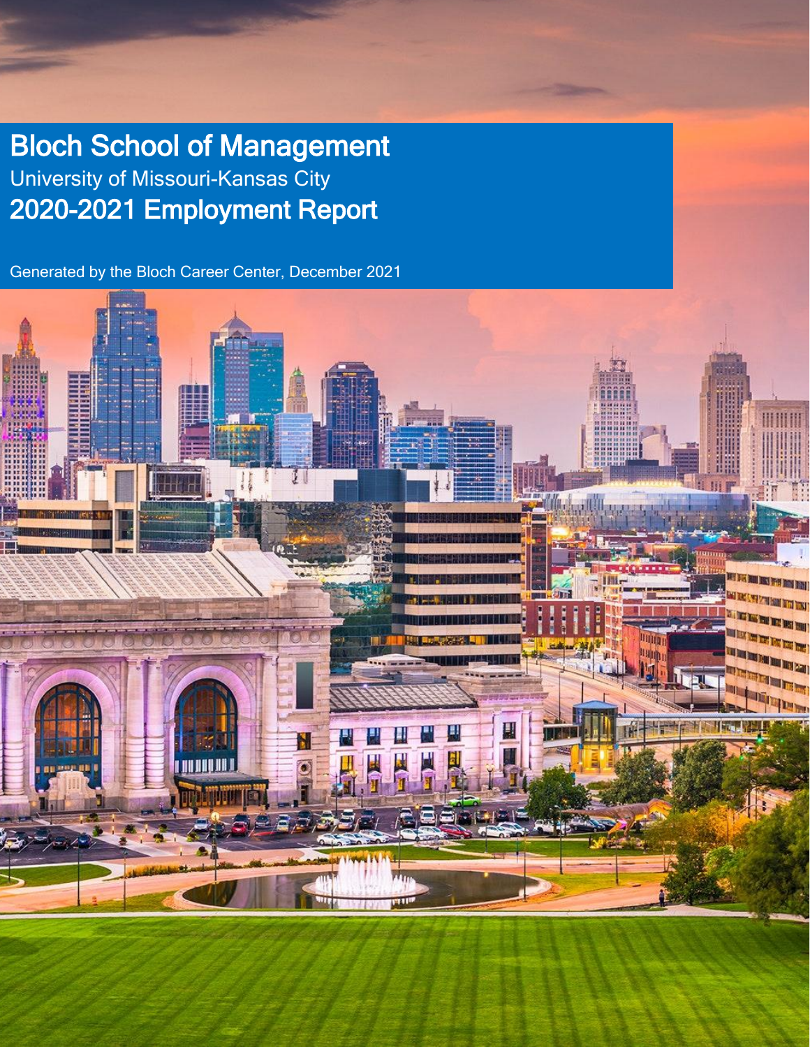# Bloch School of Management

University of Missouri-Kansas City

## 2020-2021 Employment Report

Generated by the Bloch Career Center, December 2021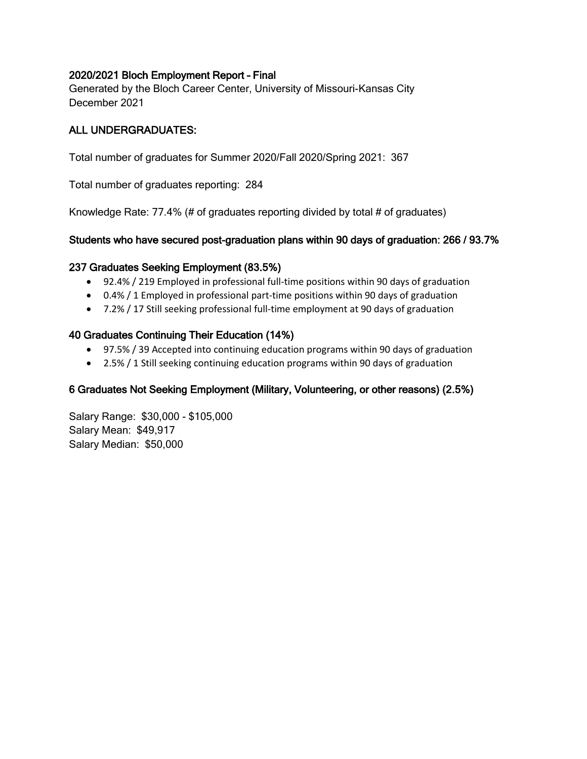## 2020/2021 Bloch Employment Report – Final

Generated by the Bloch Career Center, University of Missouri-Kansas City
December 2021

### ALL UNDERGRADUATES:

Total number of graduates for Summer 2020/Fall 2020/Spring 2021: 367

Total number of graduates reporting: 284

Knowledge Rate: 77.4% (# of graduates reporting divided by total # of graduates)

### Students who have secured post-graduation plans within 90 days of graduation: 266 / 93.7%

### 237 Graduates Seeking Employment (83.5%)

- 92.4% / 219 Employed in professional full-time positions within 90 days of graduation
- 0.4% / 1 Employed in professional part-time positions within 90 days of graduation
- 7.2% / 17 Still seeking professional full-time employment at 90 days of graduation

### 40 Graduates Continuing Their Education (14%)

- 97.5% / 39 Accepted into continuing education programs within 90 days of graduation
- 2.5% / 1 Still seeking continuing education programs within 90 days of graduation

### 6 Graduates Not Seeking Employment (Military, Volunteering, or other reasons) (2.5%)

Salary Range: $30,000 - $105,000
Salary Mean: $49,917
Salary Median: $50,000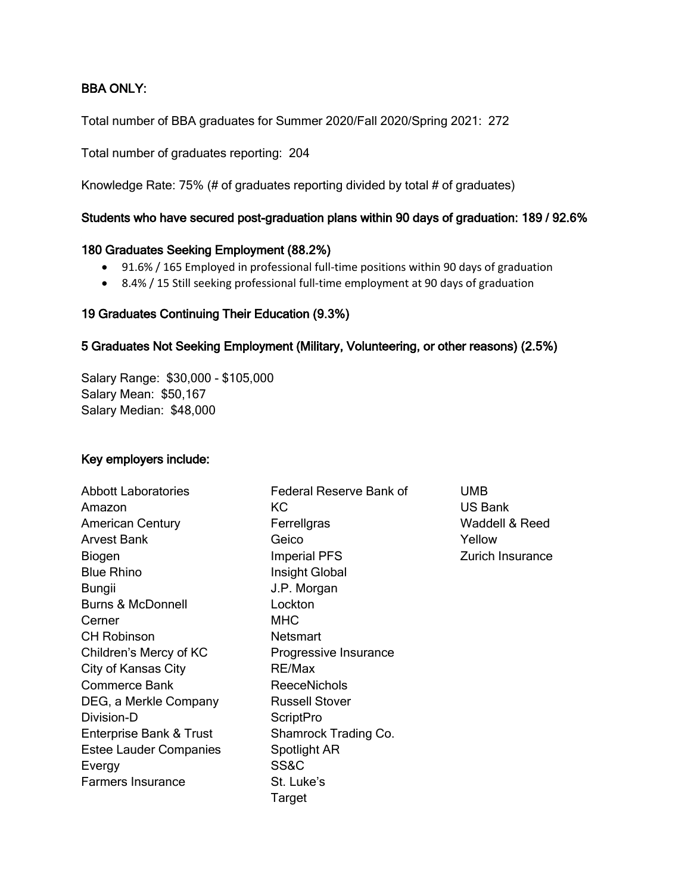## BBA ONLY:

Total number of BBA graduates for Summer 2020/Fall 2020/Spring 2021: 272

Total number of graduates reporting: 204

Knowledge Rate: 75% (# of graduates reporting divided by total # of graduates)

### Students who have secured post-graduation plans within 90 days of graduation: 189 / 92.6%

### 180 Graduates Seeking Employment (88.2%)

- 91.6% / 165 Employed in professional full-time positions within 90 days of graduation
- 8.4% / 15 Still seeking professional full-time employment at 90 days of graduation

### 19 Graduates Continuing Their Education (9.3%)

### 5 Graduates Not Seeking Employment (Military, Volunteering, or other reasons) (2.5%)

Salary Range: $30,000 - $105,000
Salary Mean: $50,167
Salary Median: $48,000

### Key employers include:

Abbott Laboratories
Amazon
American Century
Arvest Bank
Biogen
Blue Rhino
Bungii
Burns & McDonnell
Cerner
CH Robinson
Children's Mercy of KC
City of Kansas City
Commerce Bank
DEG, a Merkle Company
Division-D
Enterprise Bank & Trust
Estee Lauder Companies
Evergy
Farmers Insurance
Federal Reserve Bank of KC
Ferrellgras
Geico
Imperial PFS
Insight Global
J.P. Morgan
Lockton
MHC
Netsmart
Progressive Insurance
RE/Max
ReeceNichols
Russell Stover
ScriptPro
Shamrock Trading Co.
Spotlight AR
SS&C
St. Luke's
Target
UMB
US Bank
Waddell & Reed
Yellow
Zurich Insurance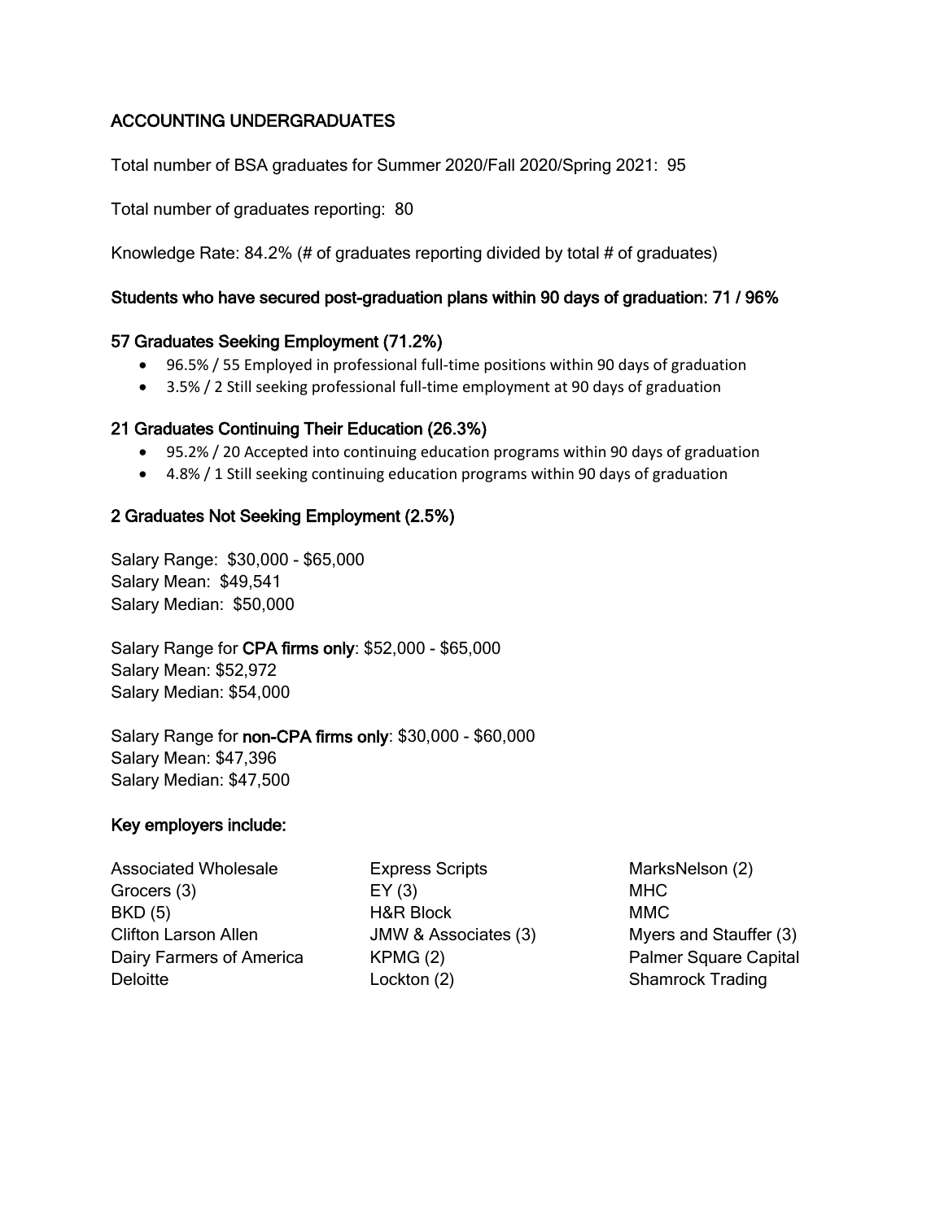## ACCOUNTING UNDERGRADUATES

Total number of BSA graduates for Summer 2020/Fall 2020/Spring 2021: 95

Total number of graduates reporting: 80

Knowledge Rate: 84.2% (# of graduates reporting divided by total # of graduates)

**Students who have secured post-graduation plans within 90 days of graduation: 71 / 96%**

### 57 Graduates Seeking Employment (71.2%)

- 96.5% / 55 Employed in professional full-time positions within 90 days of graduation
- 3.5% / 2 Still seeking professional full-time employment at 90 days of graduation

### 21 Graduates Continuing Their Education (26.3%)

- 95.2% / 20 Accepted into continuing education programs within 90 days of graduation
- 4.8% / 1 Still seeking continuing education programs within 90 days of graduation

### 2 Graduates Not Seeking Employment (2.5%)

Salary Range: $30,000 - $65,000
Salary Mean: $49,541
Salary Median: $50,000

Salary Range for **CPA firms only**: $52,000 - $65,000
Salary Mean: $52,972
Salary Median: $54,000

Salary Range for **non-CPA firms only**: $30,000 - $60,000
Salary Mean: $47,396
Salary Median: $47,500

**Key employers include:**

Associated Wholesale Grocers (3)
BKD (5)
Clifton Larson Allen
Dairy Farmers of America
Deloitte
Express Scripts
EY (3)
H&R Block
JMW & Associates (3)
KPMG (2)
Lockton (2)
MarksNelson (2)
MHC
MMC
Myers and Stauffer (3)
Palmer Square Capital
Shamrock Trading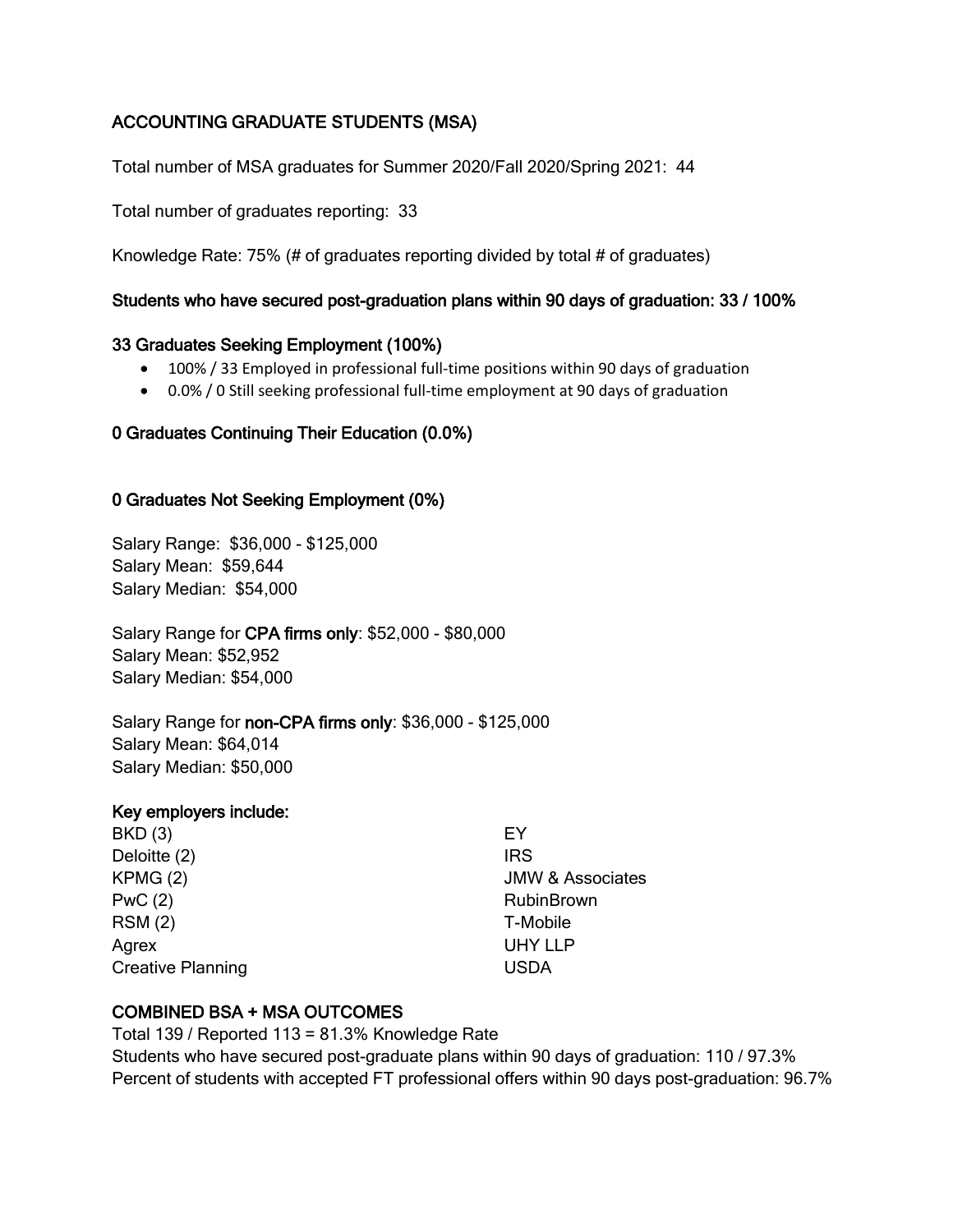## ACCOUNTING GRADUATE STUDENTS (MSA)

Total number of MSA graduates for Summer 2020/Fall 2020/Spring 2021: 44

Total number of graduates reporting: 33

Knowledge Rate: 75% (# of graduates reporting divided by total # of graduates)

### Students who have secured post-graduation plans within 90 days of graduation: 33 / 100%

### 33 Graduates Seeking Employment (100%)

- 100% / 33 Employed in professional full-time positions within 90 days of graduation
- 0.0% / 0 Still seeking professional full-time employment at 90 days of graduation

### 0 Graduates Continuing Their Education (0.0%)

### 0 Graduates Not Seeking Employment (0%)

Salary Range: $36,000 - $125,000
Salary Mean: $59,644
Salary Median: $54,000

Salary Range for **CPA firms only**: $52,000 - $80,000
Salary Mean: $52,952
Salary Median: $54,000

Salary Range for **non-CPA firms only**: $36,000 - $125,000
Salary Mean: $64,014
Salary Median: $50,000

### Key employers include:

BKD (3)
Deloitte (2)
KPMG (2)
PwC (2)
RSM (2)
Agrex
Creative Planning
EY
IRS
JMW & Associates
RubinBrown
T-Mobile
UHY LLP
USDA

### COMBINED BSA + MSA OUTCOMES

Total 139 / Reported 113 = 81.3% Knowledge Rate
Students who have secured post-graduate plans within 90 days of graduation: 110 / 97.3%
Percent of students with accepted FT professional offers within 90 days post-graduation: 96.7%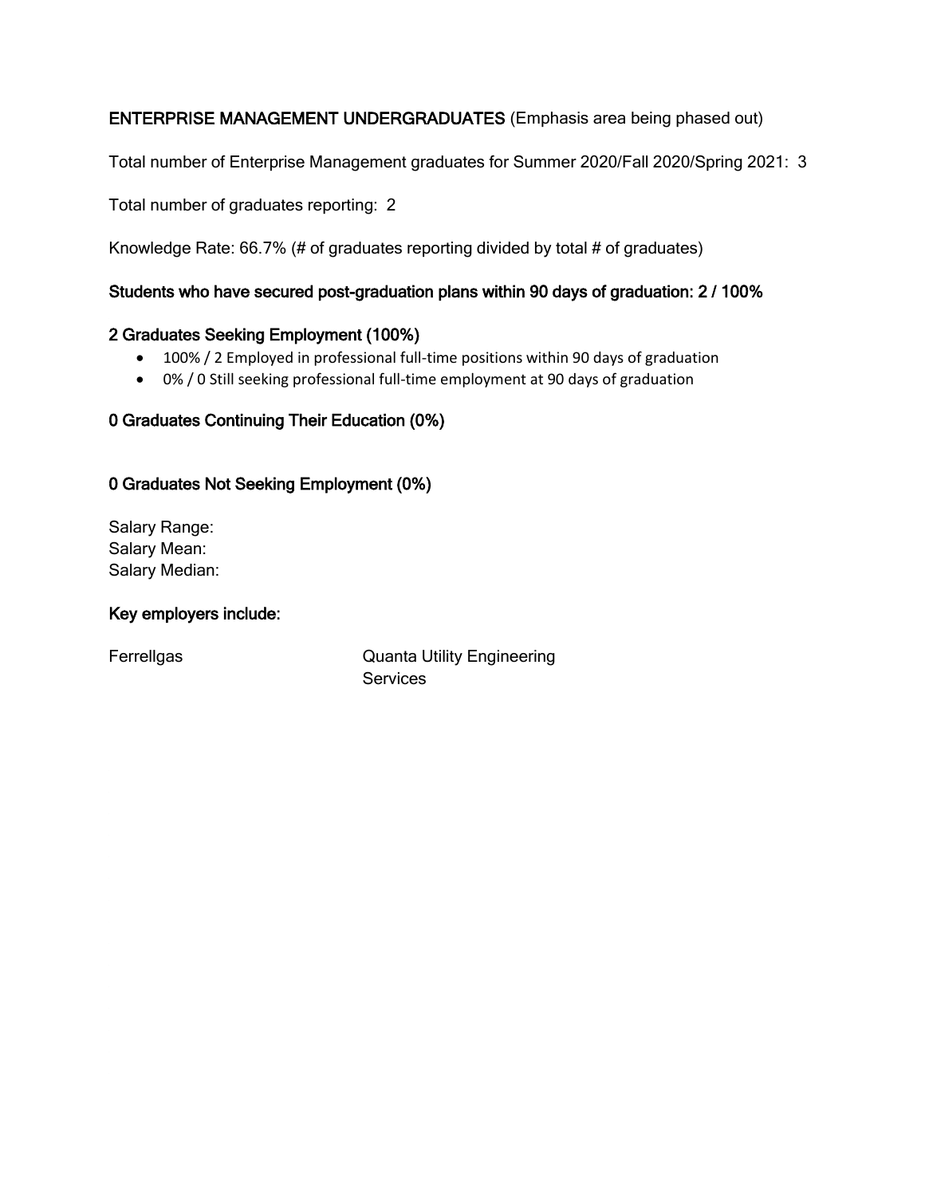**ENTERPRISE MANAGEMENT UNDERGRADUATES** (Emphasis area being phased out)

Total number of Enterprise Management graduates for Summer 2020/Fall 2020/Spring 2021: 3

Total number of graduates reporting: 2

Knowledge Rate: 66.7% (# of graduates reporting divided by total # of graduates)

**Students who have secured post-graduation plans within 90 days of graduation: 2 / 100%**

**2 Graduates Seeking Employment (100%)**

- 100% / 2 Employed in professional full-time positions within 90 days of graduation
- 0% / 0 Still seeking professional full-time employment at 90 days of graduation

**0 Graduates Continuing Their Education (0%)**

**0 Graduates Not Seeking Employment (0%)**

Salary Range:
Salary Mean:
Salary Median:

**Key employers include:**

Ferrellgas

Quanta Utility Engineering Services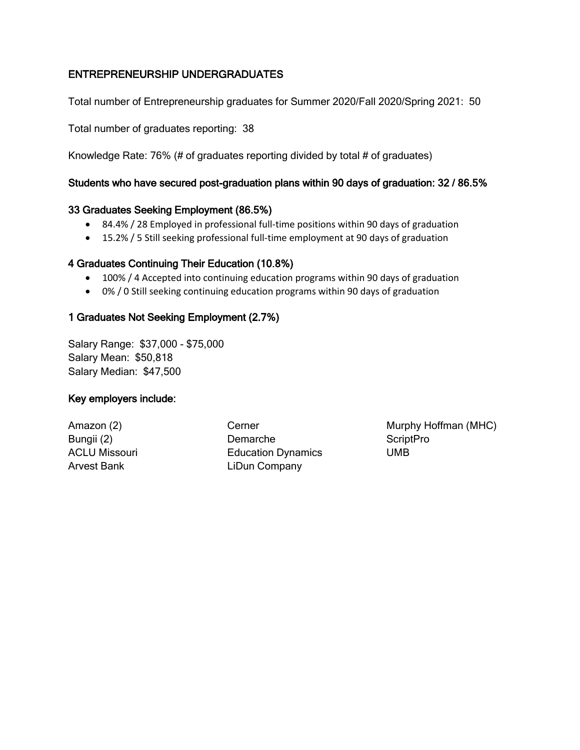## ENTREPRENEURSHIP UNDERGRADUATES

Total number of Entrepreneurship graduates for Summer 2020/Fall 2020/Spring 2021: 50

Total number of graduates reporting: 38

Knowledge Rate: 76% (# of graduates reporting divided by total # of graduates)

### Students who have secured post-graduation plans within 90 days of graduation: 32 / 86.5%

### 33 Graduates Seeking Employment (86.5%)

- 84.4% / 28 Employed in professional full-time positions within 90 days of graduation
- 15.2% / 5 Still seeking professional full-time employment at 90 days of graduation

### 4 Graduates Continuing Their Education (10.8%)

- 100% / 4 Accepted into continuing education programs within 90 days of graduation
- 0% / 0 Still seeking continuing education programs within 90 days of graduation

### 1 Graduates Not Seeking Employment (2.7%)

Salary Range: $37,000 - $75,000
Salary Mean: $50,818
Salary Median: $47,500

### Key employers include:

Amazon (2)
Bungii (2)
ACLU Missouri
Arvest Bank
Cerner
Demarche
Education Dynamics
LiDun Company
Murphy Hoffman (MHC)
ScriptPro
UMB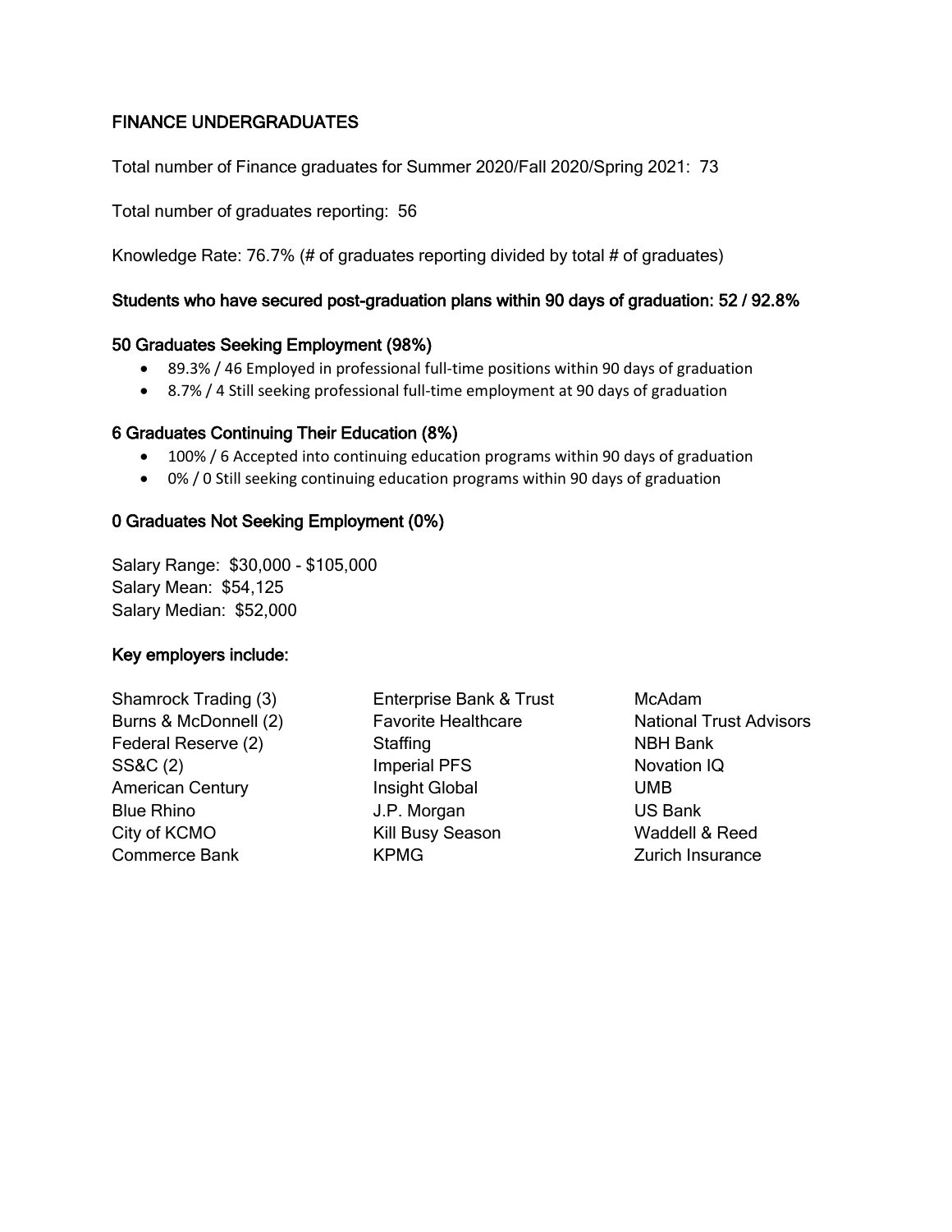## FINANCE UNDERGRADUATES

Total number of Finance graduates for Summer 2020/Fall 2020/Spring 2021: 73

Total number of graduates reporting: 56

Knowledge Rate: 76.7% (# of graduates reporting divided by total # of graduates)

### Students who have secured post-graduation plans within 90 days of graduation: 52 / 92.8%

### 50 Graduates Seeking Employment (98%)

- 89.3% / 46 Employed in professional full-time positions within 90 days of graduation
- 8.7% / 4 Still seeking professional full-time employment at 90 days of graduation

### 6 Graduates Continuing Their Education (8%)

- 100% / 6 Accepted into continuing education programs within 90 days of graduation
- 0% / 0 Still seeking continuing education programs within 90 days of graduation

### 0 Graduates Not Seeking Employment (0%)

Salary Range: $30,000 - $105,000
Salary Mean: $54,125
Salary Median: $52,000

### Key employers include:

Shamrock Trading (3)
Burns & McDonnell (2)
Federal Reserve (2)
SS&C (2)
American Century
Blue Rhino
City of KCMO
Commerce Bank
Enterprise Bank & Trust
Favorite Healthcare Staffing
Imperial PFS
Insight Global
J.P. Morgan
Kill Busy Season
KPMG
McAdam
National Trust Advisors
NBH Bank
Novation IQ
UMB
US Bank
Waddell & Reed
Zurich Insurance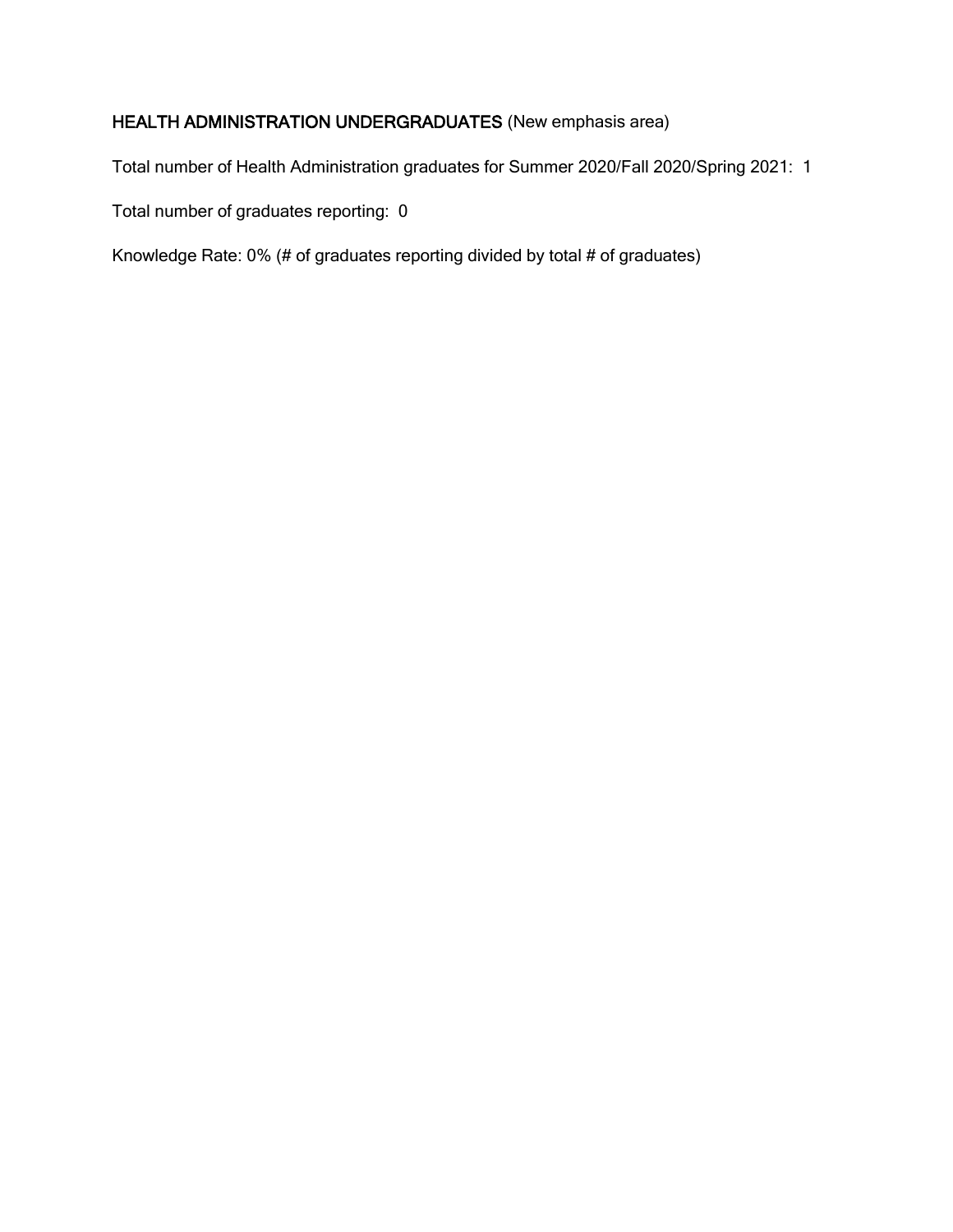**HEALTH ADMINISTRATION UNDERGRADUATES** (New emphasis area)

Total number of Health Administration graduates for Summer 2020/Fall 2020/Spring 2021: 1

Total number of graduates reporting: 0

Knowledge Rate: 0% (# of graduates reporting divided by total # of graduates)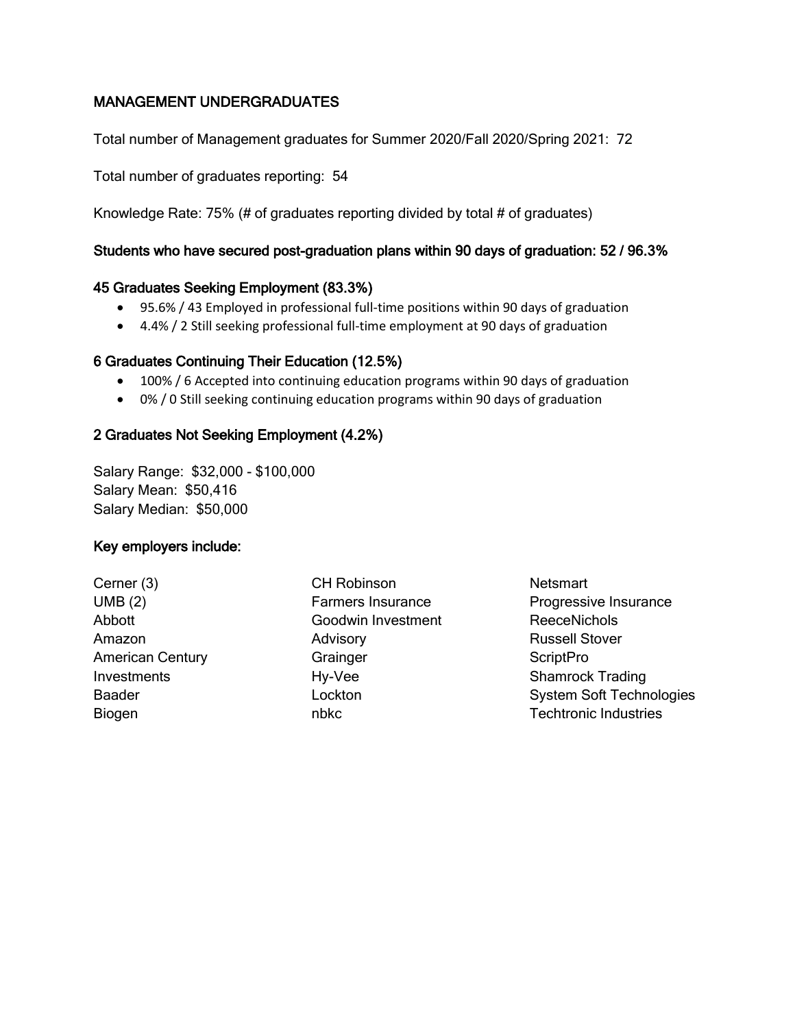## MANAGEMENT UNDERGRADUATES

Total number of Management graduates for Summer 2020/Fall 2020/Spring 2021: 72

Total number of graduates reporting: 54

Knowledge Rate: 75% (# of graduates reporting divided by total # of graduates)

### Students who have secured post-graduation plans within 90 days of graduation: 52 / 96.3%

### 45 Graduates Seeking Employment (83.3%)

- 95.6% / 43 Employed in professional full-time positions within 90 days of graduation
- 4.4% / 2 Still seeking professional full-time employment at 90 days of graduation

### 6 Graduates Continuing Their Education (12.5%)

- 100% / 6 Accepted into continuing education programs within 90 days of graduation
- 0% / 0 Still seeking continuing education programs within 90 days of graduation

### 2 Graduates Not Seeking Employment (4.2%)

Salary Range: $32,000 - $100,000
Salary Mean: $50,416
Salary Median: $50,000

### Key employers include:

Cerner (3)
UMB (2)
Abbott
Amazon
American Century Investments
Baader
Biogen
CH Robinson
Farmers Insurance
Goodwin Investment Advisory
Grainger
Hy-Vee
Lockton
nbkc
Netsmart
Progressive Insurance
ReeceNichols
Russell Stover
ScriptPro
Shamrock Trading
System Soft Technologies
Techtronic Industries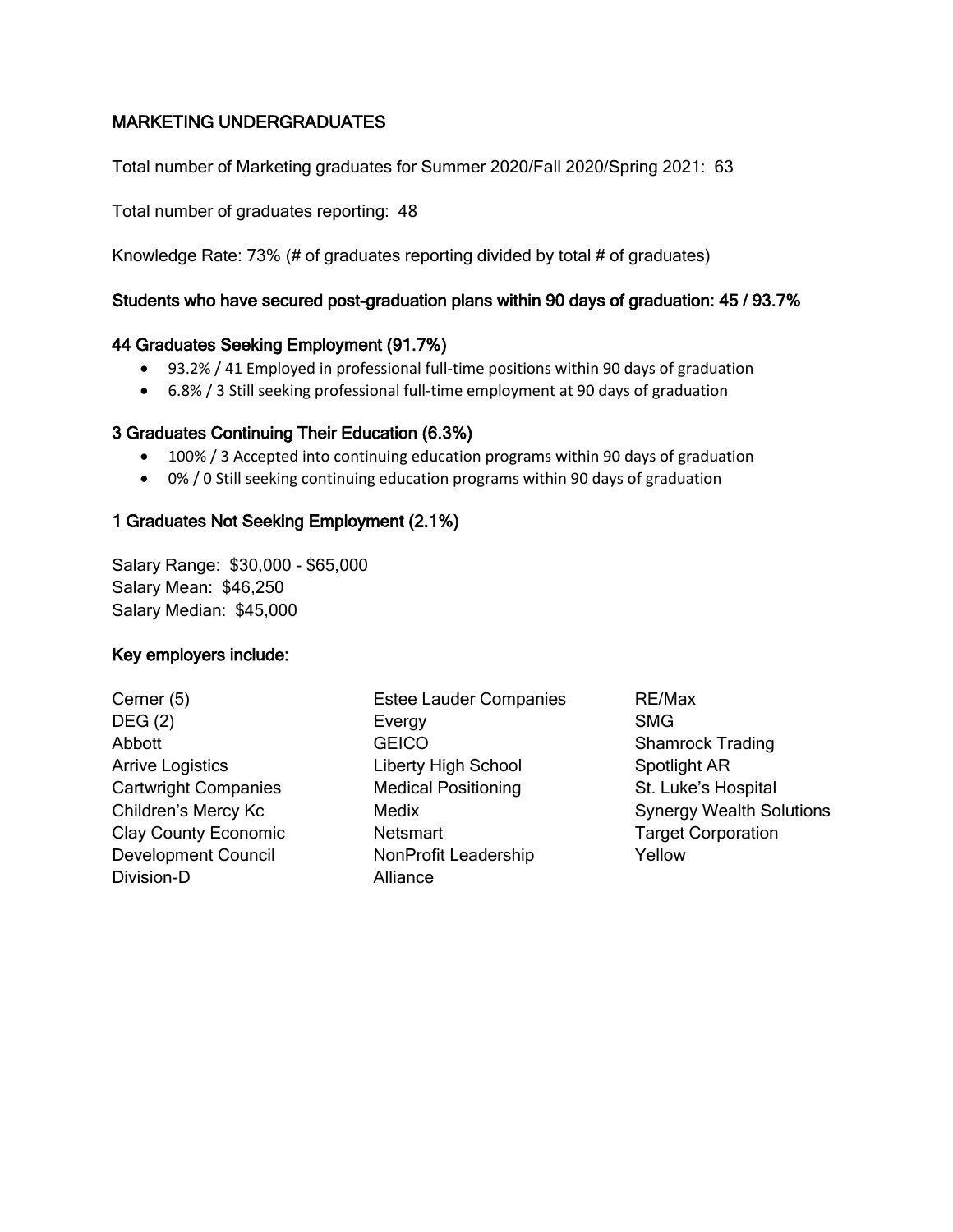## MARKETING UNDERGRADUATES

Total number of Marketing graduates for Summer 2020/Fall 2020/Spring 2021: 63

Total number of graduates reporting: 48

Knowledge Rate: 73% (# of graduates reporting divided by total # of graduates)

### Students who have secured post-graduation plans within 90 days of graduation: 45 / 93.7%

### 44 Graduates Seeking Employment (91.7%)

- 93.2% / 41 Employed in professional full-time positions within 90 days of graduation
- 6.8% / 3 Still seeking professional full-time employment at 90 days of graduation

### 3 Graduates Continuing Their Education (6.3%)

- 100% / 3 Accepted into continuing education programs within 90 days of graduation
- 0% / 0 Still seeking continuing education programs within 90 days of graduation

### 1 Graduates Not Seeking Employment (2.1%)

Salary Range: $30,000 - $65,000
Salary Mean: $46,250
Salary Median: $45,000

### Key employers include:

Cerner (5)
DEG (2)
Abbott
Arrive Logistics
Cartwright Companies
Children's Mercy Kc
Clay County Economic Development Council
Division-D
Estee Lauder Companies
Evergy
GEICO
Liberty High School
Medical Positioning
Medix
Netsmart
NonProfit Leadership Alliance
RE/Max
SMG
Shamrock Trading
Spotlight AR
St. Luke's Hospital
Synergy Wealth Solutions
Target Corporation
Yellow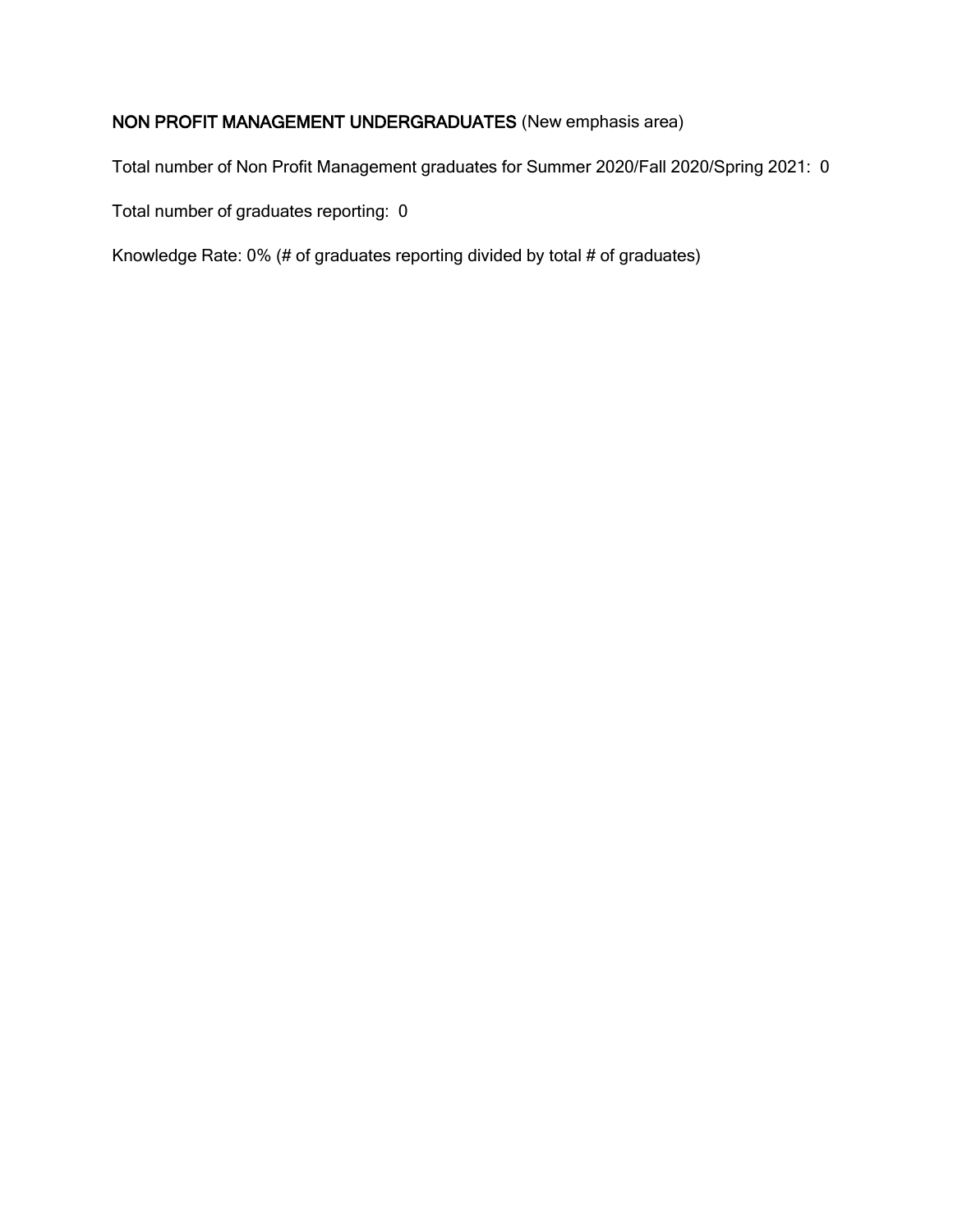**NON PROFIT MANAGEMENT UNDERGRADUATES** (New emphasis area)

Total number of Non Profit Management graduates for Summer 2020/Fall 2020/Spring 2021: 0

Total number of graduates reporting: 0

Knowledge Rate: 0% (# of graduates reporting divided by total # of graduates)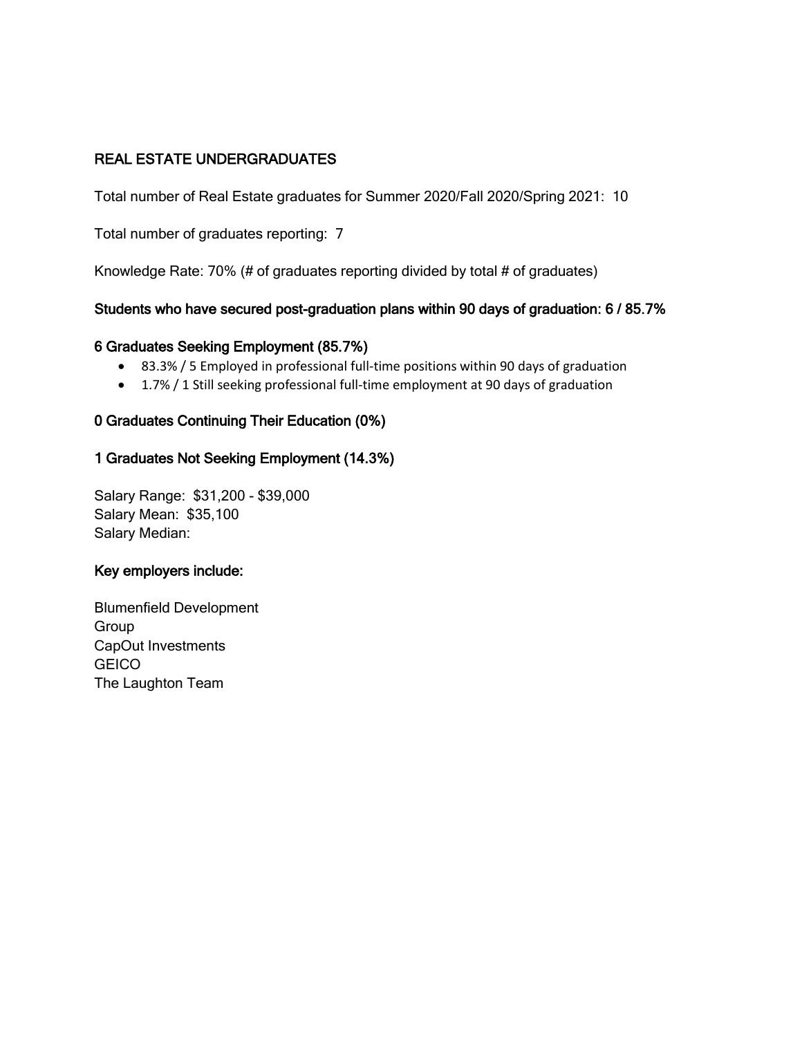## REAL ESTATE UNDERGRADUATES

Total number of Real Estate graduates for Summer 2020/Fall 2020/Spring 2021: 10

Total number of graduates reporting: 7

Knowledge Rate: 70% (# of graduates reporting divided by total # of graduates)

### Students who have secured post-graduation plans within 90 days of graduation: 6 / 85.7%

### 6 Graduates Seeking Employment (85.7%)

- 83.3% / 5 Employed in professional full-time positions within 90 days of graduation
- 1.7% / 1 Still seeking professional full-time employment at 90 days of graduation

### 0 Graduates Continuing Their Education (0%)

### 1 Graduates Not Seeking Employment (14.3%)

Salary Range: $31,200 - $39,000
Salary Mean: $35,100
Salary Median:

### Key employers include:

Blumenfield Development Group
CapOut Investments
GEICO
The Laughton Team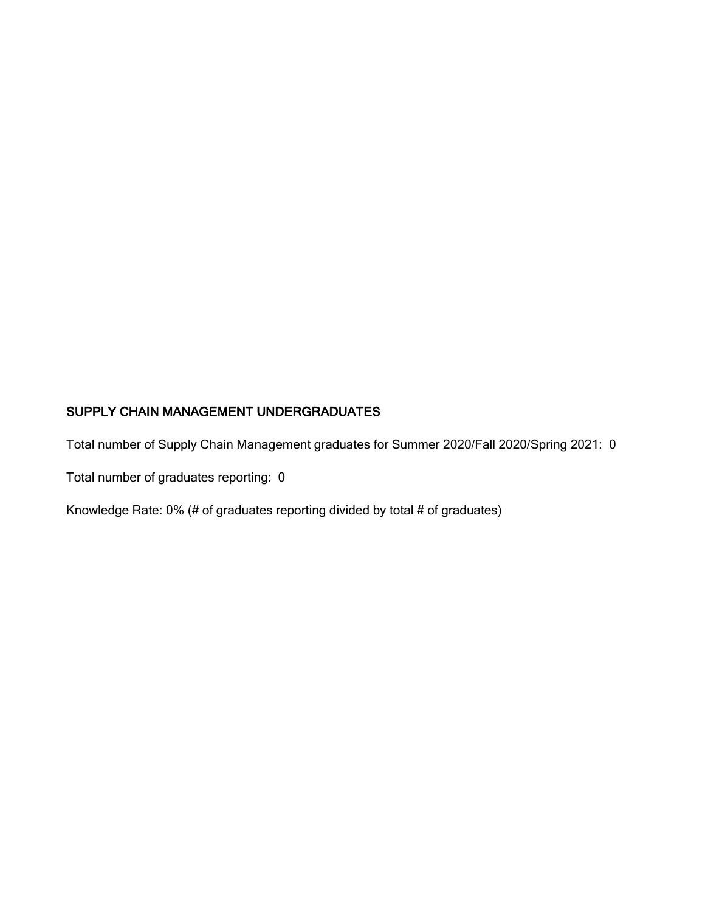## SUPPLY CHAIN MANAGEMENT UNDERGRADUATES

Total number of Supply Chain Management graduates for Summer 2020/Fall 2020/Spring 2021: 0

Total number of graduates reporting: 0

Knowledge Rate: 0% (# of graduates reporting divided by total # of graduates)